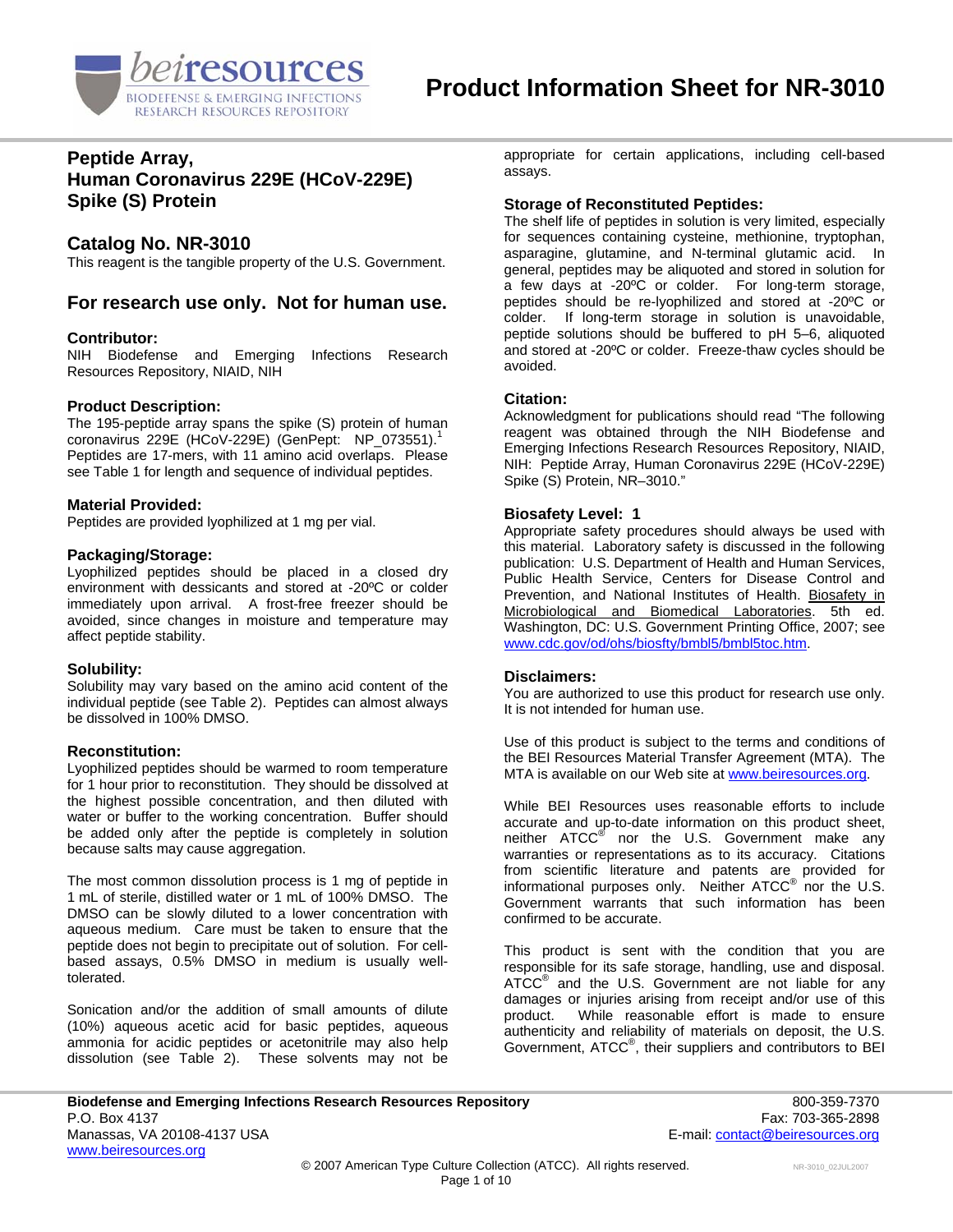# Product Information Sheet for NR-3010

## Peptide Array, Human Coronavirus 229E (HCoV-229E) Spike (S) Protein

## Catalog No. NR-3010

This reagent is the tangible property of the U.S. Government.

## For research use only. Not for human use.

### Contributor:

NIH Biodefense and Emerging Infections Research Resources Repository, NIAID, NIH

### Product Description:

The 195-peptide array spans the spike (S) protein of human coronavirus 229E (HCoV-229E) (GenPept: NP_073551).[1] Peptides are 17-mers, with 11 amino acid overlaps. Please see Table 1 for length and sequence of individual peptides.

### Material Provided:

Peptides are provided lyophilized at 1 mg per vial.

### Packaging/Storage:

Lyophilized peptides should be placed in a closed dry environment with dessicants and stored at -20ºC or colder immediately upon arrival. A frost-free freezer should be avoided, since changes in moisture and temperature may affect peptide stability.

### Solubility:

Solubility may vary based on the amino acid content of the individual peptide (see Table 2). Peptides can almost always be dissolved in 100% DMSO.

### Reconstitution:

Lyophilized peptides should be warmed to room temperature for 1 hour prior to reconstitution. They should be dissolved at the highest possible concentration, and then diluted with water or buffer to the working concentration. Buffer should be added only after the peptide is completely in solution because salts may cause aggregation.

The most common dissolution process is 1 mg of peptide in 1 mL of sterile, distilled water or 1 mL of 100% DMSO. The DMSO can be slowly diluted to a lower concentration with aqueous medium. Care must be taken to ensure that the peptide does not begin to precipitate out of solution. For cell-based assays, 0.5% DMSO in medium is usually well-tolerated.

Sonication and/or the addition of small amounts of dilute (10%) aqueous acetic acid for basic peptides, aqueous ammonia for acidic peptides or acetonitrile may also help dissolution (see Table 2). These solvents may not be appropriate for certain applications, including cell-based assays.

### Storage of Reconstituted Peptides:

The shelf life of peptides in solution is very limited, especially for sequences containing cysteine, methionine, tryptophan, asparagine, glutamine, and N-terminal glutamic acid. In general, peptides may be aliquoted and stored in solution for a few days at -20ºC or colder. For long-term storage, peptides should be re-lyophilized and stored at -20ºC or colder. If long-term storage in solution is unavoidable, peptide solutions should be buffered to pH 5–6, aliquoted and stored at -20ºC or colder. Freeze-thaw cycles should be avoided.

### Citation:

Acknowledgment for publications should read "The following reagent was obtained through the NIH Biodefense and Emerging Infections Research Resources Repository, NIAID, NIH: Peptide Array, Human Coronavirus 229E (HCoV-229E) Spike (S) Protein, NR–3010."

### Biosafety Level: 1

Appropriate safety procedures should always be used with this material. Laboratory safety is discussed in the following publication: U.S. Department of Health and Human Services, Public Health Service, Centers for Disease Control and Prevention, and National Institutes of Health. Biosafety in Microbiological and Biomedical Laboratories. 5th ed. Washington, DC: U.S. Government Printing Office, 2007; see www.cdc.gov/od/ohs/biosfty/bmbl5/bmbl5toc.htm.

### Disclaimers:

You are authorized to use this product for research use only. It is not intended for human use.

Use of this product is subject to the terms and conditions of the BEI Resources Material Transfer Agreement (MTA). The MTA is available on our Web site at www.beiresources.org.

While BEI Resources uses reasonable efforts to include accurate and up-to-date information on this product sheet, neither ATCC® nor the U.S. Government make any warranties or representations as to its accuracy. Citations from scientific literature and patents are provided for informational purposes only. Neither ATCC® nor the U.S. Government warrants that such information has been confirmed to be accurate.

This product is sent with the condition that you are responsible for its safe storage, handling, use and disposal. ATCC® and the U.S. Government are not liable for any damages or injuries arising from receipt and/or use of this product. While reasonable effort is made to ensure authenticity and reliability of materials on deposit, the U.S. Government, ATCC®, their suppliers and contributors to BEI

**Biodefense and Emerging Infections Research Resources Repository**
P.O. Box 4137
Manassas, VA 20108-4137 USA
www.beiresources.org

800-359-7370
Fax: 703-365-2898
E-mail: contact@beiresources.org

© 2007 American Type Culture Collection (ATCC). All rights reserved.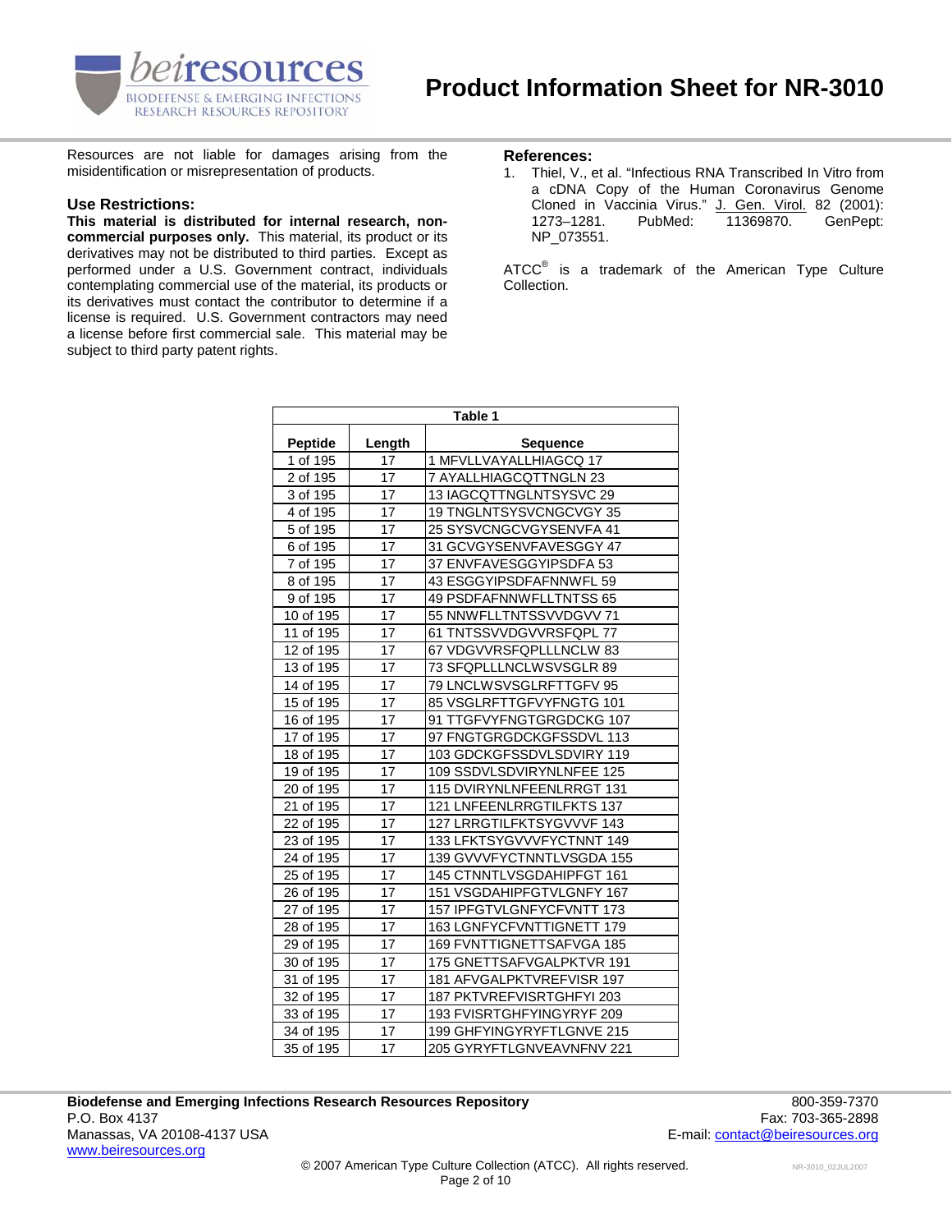Resources are not liable for damages arising from the misidentification or misrepresentation of products.

### Use Restrictions:

**This material is distributed for internal research, non-commercial purposes only.** This material, its product or its derivatives may not be distributed to third parties. Except as performed under a U.S. Government contract, individuals contemplating commercial use of the material, its products or its derivatives must contact the contributor to determine if a license is required. U.S. Government contractors may need a license before first commercial sale. This material may be subject to third party patent rights.

### References:

1. Thiel, V., et al. "Infectious RNA Transcribed In Vitro from a cDNA Copy of the Human Coronavirus Genome Cloned in Vaccinia Virus." J. Gen. Virol. 82 (2001): 1273–1281. PubMed: 11369870. GenPept: NP_073551.

ATCC® is a trademark of the American Type Culture Collection.

**Table 1**

| Peptide | Length | Sequence |
|---|---|---|
| 1 of 195 | 17 | 1 MFVLLVAYALLHIAGCQ 17 |
| 2 of 195 | 17 | 7 AYALLHIAGCQTTNGLN 23 |
| 3 of 195 | 17 | 13 IAGCQTTNGLNTSYSVC 29 |
| 4 of 195 | 17 | 19 TNGLNTSYSVCNGCVGY 35 |
| 5 of 195 | 17 | 25 SYSVCNGCVGYSENVFA 41 |
| 6 of 195 | 17 | 31 GCVGYSENVFAVESGGY 47 |
| 7 of 195 | 17 | 37 ENVFAVESGGYIPSDFA 53 |
| 8 of 195 | 17 | 43 ESGGYIPSDFAFNNWFL 59 |
| 9 of 195 | 17 | 49 PSDFAFNNWFLLTNTSS 65 |
| 10 of 195 | 17 | 55 NNWFLLTNTSSVVDGVV 71 |
| 11 of 195 | 17 | 61 TNTSSVVDGVVRSFQPL 77 |
| 12 of 195 | 17 | 67 VDGVVRSFQPLLLNCLW 83 |
| 13 of 195 | 17 | 73 SFQPLLLNCLWSVSGLR 89 |
| 14 of 195 | 17 | 79 LNCLWSVSGLRFTTGFV 95 |
| 15 of 195 | 17 | 85 VSGLRFTTGFVYFNGTG 101 |
| 16 of 195 | 17 | 91 TTGFVYFNGTGRGDCKG 107 |
| 17 of 195 | 17 | 97 FNGTGRGDCKGFSSDVL 113 |
| 18 of 195 | 17 | 103 GDCKGFSSDVLSDVIRY 119 |
| 19 of 195 | 17 | 109 SSDVLSDVIRYNLNFEE 125 |
| 20 of 195 | 17 | 115 DVIRYNLNFEENLRRGT 131 |
| 21 of 195 | 17 | 121 LNFEENLRRGTILFKTS 137 |
| 22 of 195 | 17 | 127 LRRGTILFKTSYGVVVF 143 |
| 23 of 195 | 17 | 133 LFKTSYGVVVFYCTNNT 149 |
| 24 of 195 | 17 | 139 GVVVFYCTNNTLVSGDA 155 |
| 25 of 195 | 17 | 145 CTNNTLVSGDAHIPFGT 161 |
| 26 of 195 | 17 | 151 VSGDAHIPFGTVLGNFY 167 |
| 27 of 195 | 17 | 157 IPFGTVLGNFYCFVNTT 173 |
| 28 of 195 | 17 | 163 LGNFYCFVNTTIGNETT 179 |
| 29 of 195 | 17 | 169 FVNTTIGNETTSAFVGA 185 |
| 30 of 195 | 17 | 175 GNETTSAFVGALPKTVR 191 |
| 31 of 195 | 17 | 181 AFVGALPKTVREFVISR 197 |
| 32 of 195 | 17 | 187 PKTVREFVISRTGHFYI 203 |
| 33 of 195 | 17 | 193 FVISRTGHFYINGYRYF 209 |
| 34 of 195 | 17 | 199 GHFYINGYRYFTLGNVE 215 |
| 35 of 195 | 17 | 205 GYRYFTLGNVEAVNFNV 221 |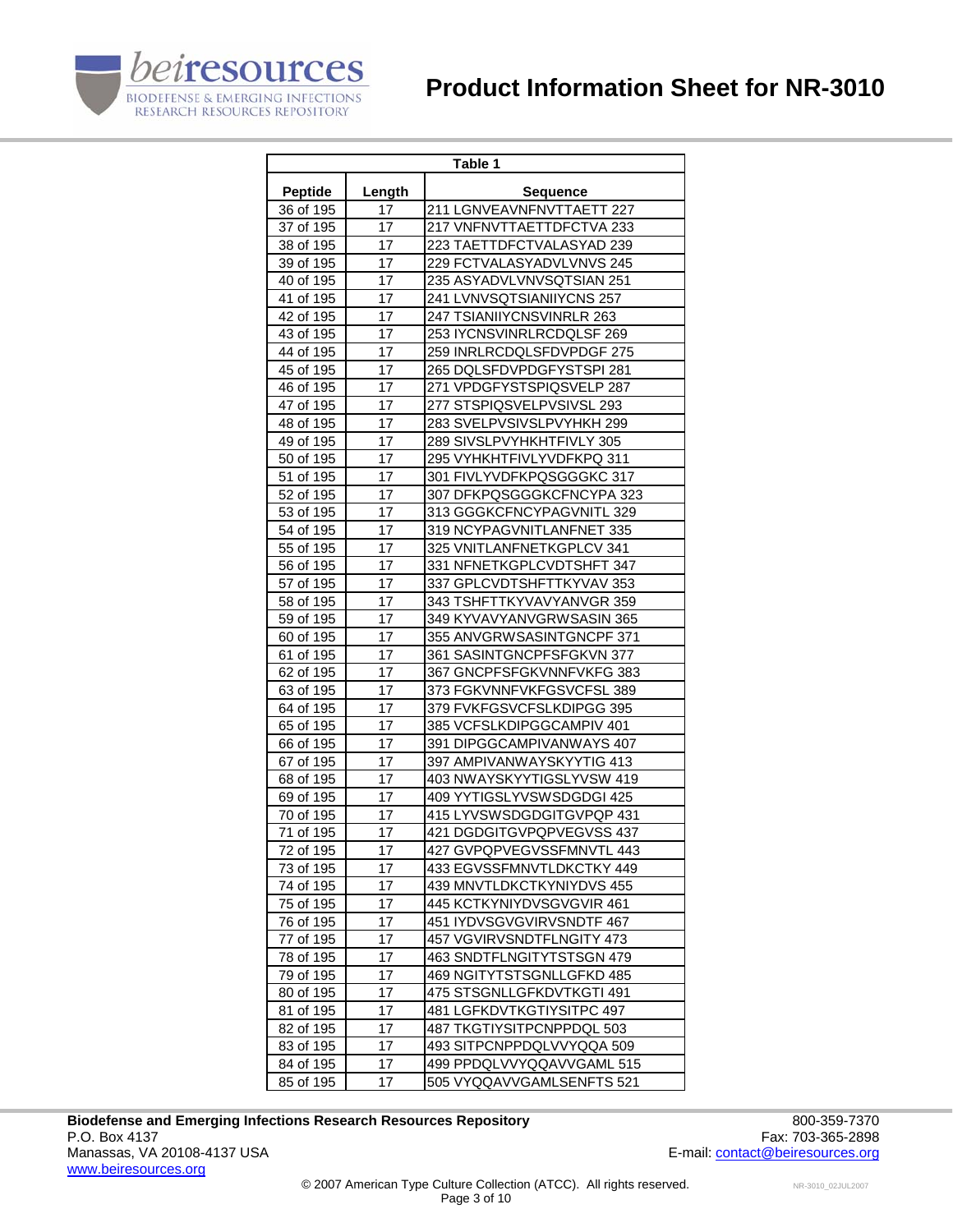| Table 1 | | |
|---|---|---|
| **Peptide** | **Length** | **Sequence** |
| 36 of 195 | 17 | 211 LGNVEAVNFNVTTAETT 227 |
| 37 of 195 | 17 | 217 VNFNVTTAETTDFCTVA 233 |
| 38 of 195 | 17 | 223 TAETTDFCTVALASYAD 239 |
| 39 of 195 | 17 | 229 FCTVALASYADVLVNVS 245 |
| 40 of 195 | 17 | 235 ASYADVLVNVSQTSIAN 251 |
| 41 of 195 | 17 | 241 LVNVSQTSIANIIYCNS 257 |
| 42 of 195 | 17 | 247 TSIANIIYCNSVINRLR 263 |
| 43 of 195 | 17 | 253 IYCNSVINRLRCDQLSF 269 |
| 44 of 195 | 17 | 259 INRLRCDQLSFDVPDGF 275 |
| 45 of 195 | 17 | 265 DQLSFDVPDGFYSTSPI 281 |
| 46 of 195 | 17 | 271 VPDGFYSTSPIQSVELP 287 |
| 47 of 195 | 17 | 277 STSPIQSVELPVSIVSL 293 |
| 48 of 195 | 17 | 283 SVELPVSIVSLPVYHKH 299 |
| 49 of 195 | 17 | 289 SIVSLPVYHKHTFIVLY 305 |
| 50 of 195 | 17 | 295 VYHKHTFIVLYVDFKPQ 311 |
| 51 of 195 | 17 | 301 FIVLYVDFKPQSGGGKC 317 |
| 52 of 195 | 17 | 307 DFKPQSGGGKCFNCYPA 323 |
| 53 of 195 | 17 | 313 GGGKCFNCYPAGVNITL 329 |
| 54 of 195 | 17 | 319 NCYPAGVNITLANFNET 335 |
| 55 of 195 | 17 | 325 VNITLANFNETKGPLCV 341 |
| 56 of 195 | 17 | 331 NFNETKGPLCVDTSHFT 347 |
| 57 of 195 | 17 | 337 GPLCVDTSHFTTKYVAV 353 |
| 58 of 195 | 17 | 343 TSHFTTKYVAVYANVGR 359 |
| 59 of 195 | 17 | 349 KYVAVYANVGRWSASIN 365 |
| 60 of 195 | 17 | 355 ANVGRWSASINTGNCPF 371 |
| 61 of 195 | 17 | 361 SASINTGNCPFSFGKVN 377 |
| 62 of 195 | 17 | 367 GNCPFSFGKVNNFVKFG 383 |
| 63 of 195 | 17 | 373 FGKVNNFVKFGSVCFSL 389 |
| 64 of 195 | 17 | 379 FVKFGSVCFSLKDIPGG 395 |
| 65 of 195 | 17 | 385 VCFSLKDIPGGCAMPIV 401 |
| 66 of 195 | 17 | 391 DIPGGCAMPIVANWAYS 407 |
| 67 of 195 | 17 | 397 AMPIVANWAYSKYYTIG 413 |
| 68 of 195 | 17 | 403 NWAYSKYYTIGSLYVSW 419 |
| 69 of 195 | 17 | 409 YYTIGSLYVSWSDGDGI 425 |
| 70 of 195 | 17 | 415 LYVSWSDGDGITGVPQP 431 |
| 71 of 195 | 17 | 421 DGDGITGVPQPVEGVSS 437 |
| 72 of 195 | 17 | 427 GVPQPVEGVSSFMNVTL 443 |
| 73 of 195 | 17 | 433 EGVSSFMNVTLDKCTKY 449 |
| 74 of 195 | 17 | 439 MNVTLDKCTKYNIYDVS 455 |
| 75 of 195 | 17 | 445 KCTKYNIYDVSGVGVIR 461 |
| 76 of 195 | 17 | 451 IYDVSGVGVIRVSNDTF 467 |
| 77 of 195 | 17 | 457 VGVIRVSNDTFLNGITY 473 |
| 78 of 195 | 17 | 463 SNDTFLNGITYTSTSGN 479 |
| 79 of 195 | 17 | 469 NGITYTSTSGNLLGFKD 485 |
| 80 of 195 | 17 | 475 STSGNLLGFKDVTKGTI 491 |
| 81 of 195 | 17 | 481 LGFKDVTKGTIYSITPC 497 |
| 82 of 195 | 17 | 487 TKGTIYSITPCNPPDQL 503 |
| 83 of 195 | 17 | 493 SITPCNPPDQLVVYQQA 509 |
| 84 of 195 | 17 | 499 PPDQLVVYQQAVVGAML 515 |
| 85 of 195 | 17 | 505 VYQQAVVGAMLSENFTS 521 |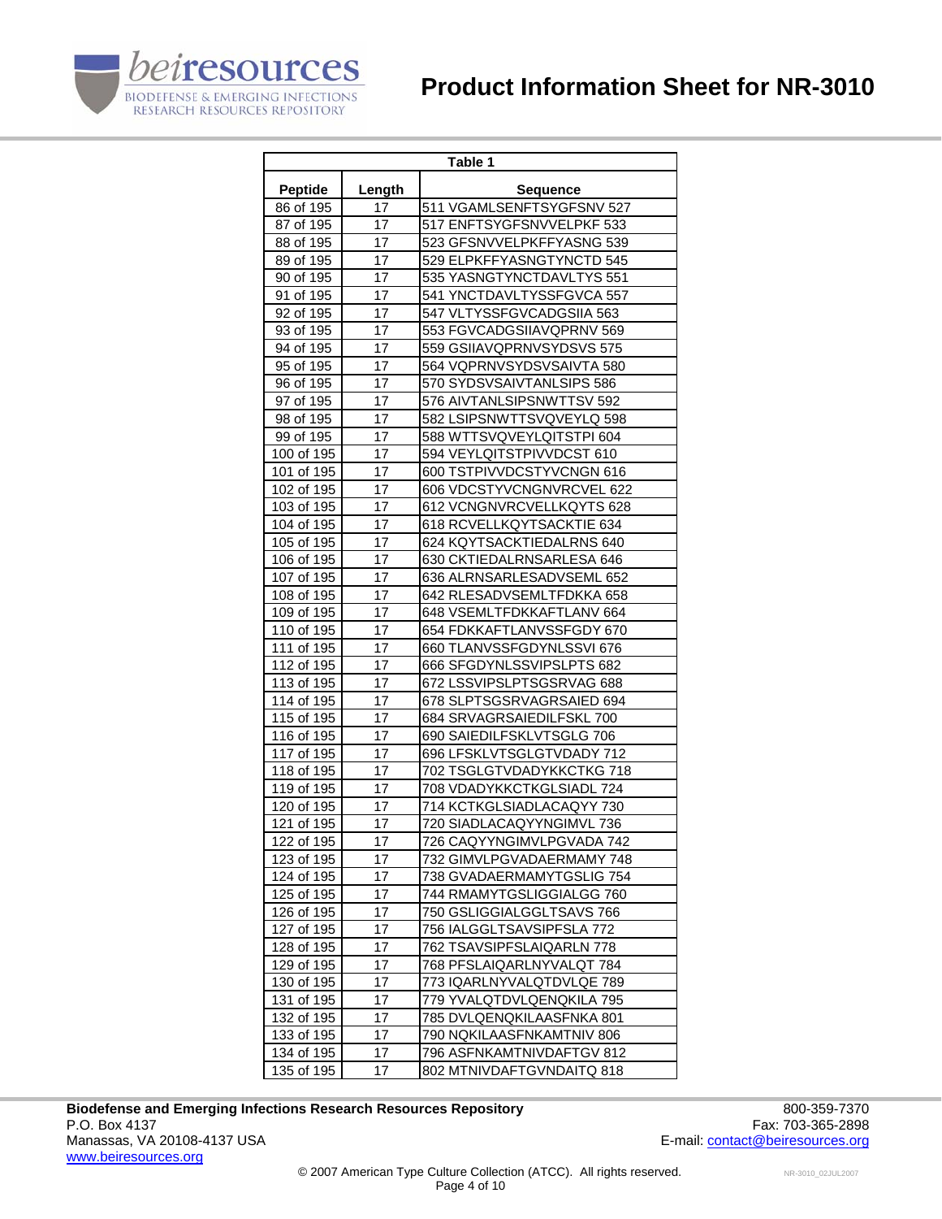| Table 1 | | |
|---|---|---|
| **Peptide** | **Length** | **Sequence** |
| 86 of 195 | 17 | 511 VGAMLSENFTSYGFSNV 527 |
| 87 of 195 | 17 | 517 ENFTSYGFSNVVELPKF 533 |
| 88 of 195 | 17 | 523 GFSNVVELPKFFYASNG 539 |
| 89 of 195 | 17 | 529 ELPKFFYASNGTYNCTD 545 |
| 90 of 195 | 17 | 535 YASNGTYNCTDAVLTYS 551 |
| 91 of 195 | 17 | 541 YNCTDAVLTYSSFGVCA 557 |
| 92 of 195 | 17 | 547 VLTYSSFGVCADGSIIA 563 |
| 93 of 195 | 17 | 553 FGVCADGSIIAVQPRNV 569 |
| 94 of 195 | 17 | 559 GSIIAVQPRNVSYDSVS 575 |
| 95 of 195 | 17 | 564 VQPRNVSYDSVSAIVTA 580 |
| 96 of 195 | 17 | 570 SYDSVSAIVTANLSIPS 586 |
| 97 of 195 | 17 | 576 AIVTANLSIPSNWTTSV 592 |
| 98 of 195 | 17 | 582 LSIPSNWTTSVQVEYLQ 598 |
| 99 of 195 | 17 | 588 WTTSVQVEYLQITSTPI 604 |
| 100 of 195 | 17 | 594 VEYLQITSTPIVVDCST 610 |
| 101 of 195 | 17 | 600 TSTPIVVDCSTYVCNGN 616 |
| 102 of 195 | 17 | 606 VDCSTYVCNGNVRCVEL 622 |
| 103 of 195 | 17 | 612 VCNGNVRCVELLKQYTS 628 |
| 104 of 195 | 17 | 618 RCVELLKQYTSACKTIE 634 |
| 105 of 195 | 17 | 624 KQYTSACKTIEDALRNS 640 |
| 106 of 195 | 17 | 630 CKTIEDALRNSARLESA 646 |
| 107 of 195 | 17 | 636 ALRNSARLESADVSEML 652 |
| 108 of 195 | 17 | 642 RLESADVSEMLTFDKKA 658 |
| 109 of 195 | 17 | 648 VSEMLTFDKKAFTLANV 664 |
| 110 of 195 | 17 | 654 FDKKAFTLANVSSFGDY 670 |
| 111 of 195 | 17 | 660 TLANVSSFGDYNLSSVI 676 |
| 112 of 195 | 17 | 666 SFGDYNLSSVIPSLPTS 682 |
| 113 of 195 | 17 | 672 LSSVIPSLPTSGSRVAG 688 |
| 114 of 195 | 17 | 678 SLPTSGSRVAGRSAIED 694 |
| 115 of 195 | 17 | 684 SRVAGRSAIEDILFSKL 700 |
| 116 of 195 | 17 | 690 SAIEDILFSKLVTSGLG 706 |
| 117 of 195 | 17 | 696 LFSKLVTSGLGTVDADY 712 |
| 118 of 195 | 17 | 702 TSGLGTVDADYKKCTKG 718 |
| 119 of 195 | 17 | 708 VDADYKKCTKGLSIADL 724 |
| 120 of 195 | 17 | 714 KCTKGLSIADLACAQYY 730 |
| 121 of 195 | 17 | 720 SIADLACAQYYNGIMVL 736 |
| 122 of 195 | 17 | 726 CAQYYNGIMVLPGVADA 742 |
| 123 of 195 | 17 | 732 GIMVLPGVADAERMAMY 748 |
| 124 of 195 | 17 | 738 GVADAERMAMYTGSLIG 754 |
| 125 of 195 | 17 | 744 RMAMYTGSLIGGIALGG 760 |
| 126 of 195 | 17 | 750 GSLIGGIALGGLTSAVS 766 |
| 127 of 195 | 17 | 756 IALGGLTSAVSIPFSLA 772 |
| 128 of 195 | 17 | 762 TSAVSIPFSLAIQARLN 778 |
| 129 of 195 | 17 | 768 PFSLAIQARLNYVALQT 784 |
| 130 of 195 | 17 | 773 IQARLNYVALQTDVLQE 789 |
| 131 of 195 | 17 | 779 YVALQTDVLQENQKILA 795 |
| 132 of 195 | 17 | 785 DVLQENQKILAASFNKA 801 |
| 133 of 195 | 17 | 790 NQKILAASFNKAMTNIV 806 |
| 134 of 195 | 17 | 796 ASFNKAMTNIVDAFTGV 812 |
| 135 of 195 | 17 | 802 MTNIVDAFTGVNDAITQ 818 |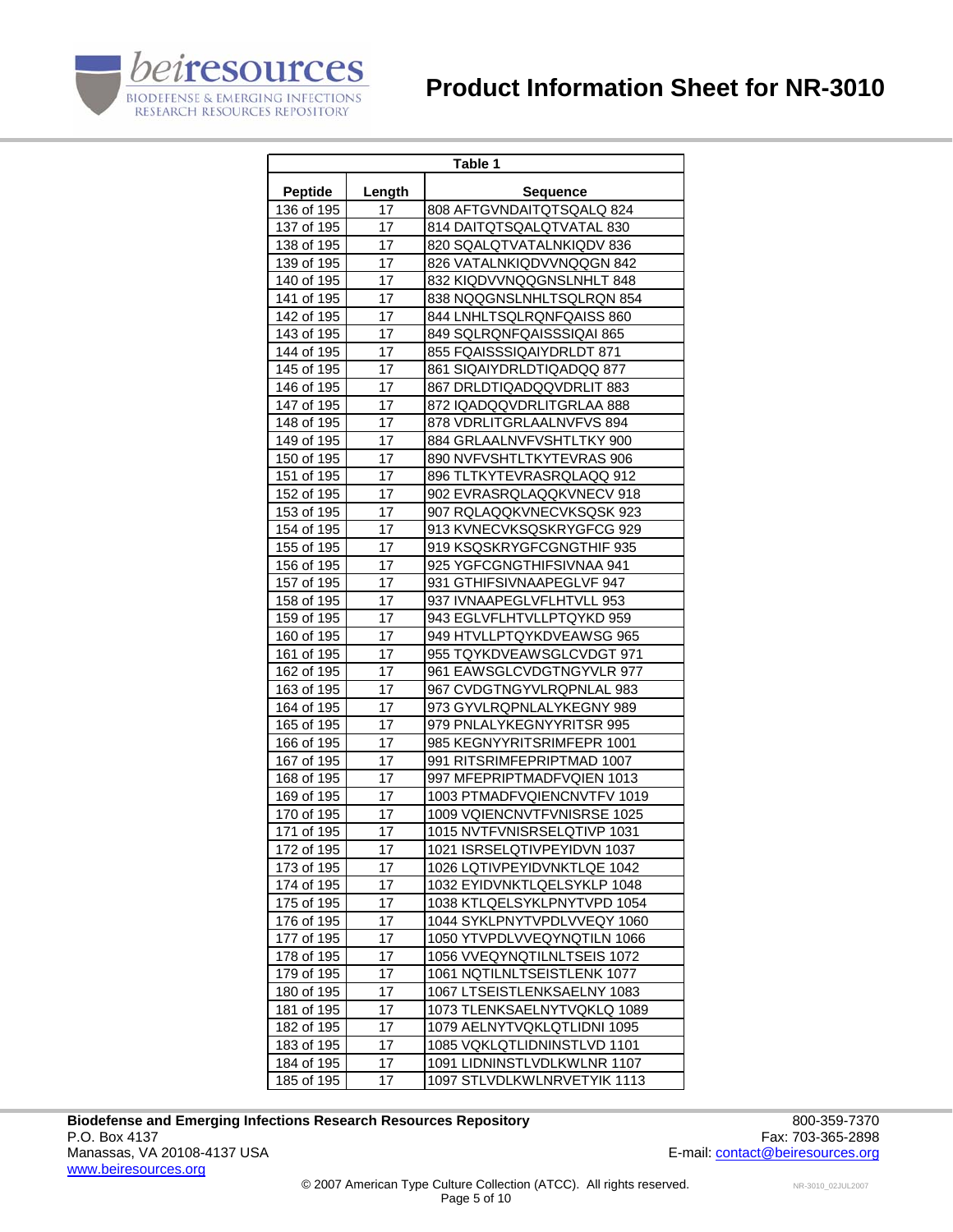| Table 1 | | |
|---|---|---|
| **Peptide** | **Length** | **Sequence** |
| 136 of 195 | 17 | 808 AFTGVNDAITQTSQALQ 824 |
| 137 of 195 | 17 | 814 DAITQTSQALQTVATAL 830 |
| 138 of 195 | 17 | 820 SQALQTVATALNKIQDV 836 |
| 139 of 195 | 17 | 826 VATALNKIQDVVNQQGN 842 |
| 140 of 195 | 17 | 832 KIQDVVNQQGNSLNHLT 848 |
| 141 of 195 | 17 | 838 NQQGNSLNHLTSQLRQN 854 |
| 142 of 195 | 17 | 844 LNHLTSQLRQNFQAISS 860 |
| 143 of 195 | 17 | 849 SQLRQNFQAISSSIQAI 865 |
| 144 of 195 | 17 | 855 FQAISSSIQAIYDRLDT 871 |
| 145 of 195 | 17 | 861 SIQAIYDRLDTIQADQQ 877 |
| 146 of 195 | 17 | 867 DRLDTIQADQQVDRLIT 883 |
| 147 of 195 | 17 | 872 IQADQQVDRLITGRLAA 888 |
| 148 of 195 | 17 | 878 VDRLITGRLAALNVFVS 894 |
| 149 of 195 | 17 | 884 GRLAALNVFVSHTLTKY 900 |
| 150 of 195 | 17 | 890 NVFVSHTLTKYTEVRAS 906 |
| 151 of 195 | 17 | 896 TLTKYTEVRASRQLAQQ 912 |
| 152 of 195 | 17 | 902 EVRASRQLAQQKVNECV 918 |
| 153 of 195 | 17 | 907 RQLAQQKVNECVKSQSK 923 |
| 154 of 195 | 17 | 913 KVNECVKSQSKRYGFCG 929 |
| 155 of 195 | 17 | 919 KSQSKRYGFCGNGTHIF 935 |
| 156 of 195 | 17 | 925 YGFCGNGTHIFSIVNAA 941 |
| 157 of 195 | 17 | 931 GTHIFSIVNAAPEGLVF 947 |
| 158 of 195 | 17 | 937 IVNAAPEGLVFLHTVLL 953 |
| 159 of 195 | 17 | 943 EGLVFLHTVLLPTQYKD 959 |
| 160 of 195 | 17 | 949 HTVLLPTQYKDVEAWSG 965 |
| 161 of 195 | 17 | 955 TQYKDVEAWSGLCVDGT 971 |
| 162 of 195 | 17 | 961 EAWSGLCVDGTNGYVLR 977 |
| 163 of 195 | 17 | 967 CVDGTNGYVLRQPNLAL 983 |
| 164 of 195 | 17 | 973 GYVLRQPNLALYKEGNY 989 |
| 165 of 195 | 17 | 979 PNLALYKEGNYYRITSR 995 |
| 166 of 195 | 17 | 985 KEGNYYRITSRIMFEPR 1001 |
| 167 of 195 | 17 | 991 RITSRIMFEPRIPTMAD 1007 |
| 168 of 195 | 17 | 997 MFEPRIPTMADFVQIEN 1013 |
| 169 of 195 | 17 | 1003 PTMADFVQIENCNVTFV 1019 |
| 170 of 195 | 17 | 1009 VQIENCNVTFVNISRSE 1025 |
| 171 of 195 | 17 | 1015 NVTFVNISRSELQTIVP 1031 |
| 172 of 195 | 17 | 1021 ISRSELQTIVPEYIDVN 1037 |
| 173 of 195 | 17 | 1026 LQTIVPEYIDVNKTLQE 1042 |
| 174 of 195 | 17 | 1032 EYIDVNKTLQELSYKLP 1048 |
| 175 of 195 | 17 | 1038 KTLQELSYKLPNYTVPD 1054 |
| 176 of 195 | 17 | 1044 SYKLPNYTVPDLVVEQY 1060 |
| 177 of 195 | 17 | 1050 YTVPDLVVEQYNQTILN 1066 |
| 178 of 195 | 17 | 1056 VVEQYNQTILNLTSEIS 1072 |
| 179 of 195 | 17 | 1061 NQTILNLTSEISTLENK 1077 |
| 180 of 195 | 17 | 1067 LTSEISTLENKSAELNY 1083 |
| 181 of 195 | 17 | 1073 TLENKSAELNYTVQKLQ 1089 |
| 182 of 195 | 17 | 1079 AELNYTVQKLQTLIDNI 1095 |
| 183 of 195 | 17 | 1085 VQKLQTLIDNINSTLVD 1101 |
| 184 of 195 | 17 | 1091 LIDNINSTLVDLKWLNR 1107 |
| 185 of 195 | 17 | 1097 STLVDLKWLNRVETYIK 1113 |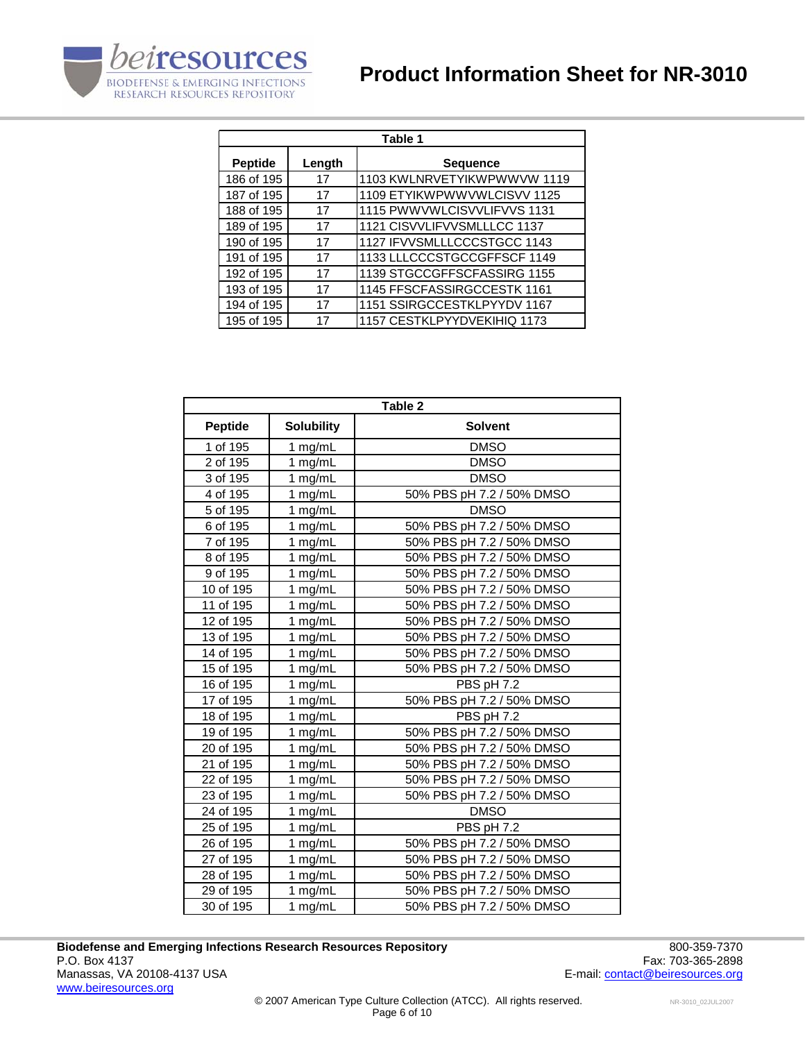| Table 1 | | |
|---|---|---|
| **Peptide** | **Length** | **Sequence** |
| 186 of 195 | 17 | 1103 KWLNRVETYIKWPWWVW 1119 |
| 187 of 195 | 17 | 1109 ETYIKWPWWVWLCISVV 1125 |
| 188 of 195 | 17 | 1115 PWWVWLCISVVLIFVVS 1131 |
| 189 of 195 | 17 | 1121 CISVVLIFVVSMLLLCC 1137 |
| 190 of 195 | 17 | 1127 IFVVSMLLLCCCSTGCC 1143 |
| 191 of 195 | 17 | 1133 LLLCCCSTGCCGFFSCF 1149 |
| 192 of 195 | 17 | 1139 STGCCGFFSCFASSIRG 1155 |
| 193 of 195 | 17 | 1145 FFSCFASSIRGCCESTK 1161 |
| 194 of 195 | 17 | 1151 SSIRGCCESTKLPYYDV 1167 |
| 195 of 195 | 17 | 1157 CESTKLPYYDVEKIHIQ 1173 |

| Table 2 | | |
|---|---|---|
| **Peptide** | **Solubility** | **Solvent** |
| 1 of 195 | 1 mg/mL | DMSO |
| 2 of 195 | 1 mg/mL | DMSO |
| 3 of 195 | 1 mg/mL | DMSO |
| 4 of 195 | 1 mg/mL | 50% PBS pH 7.2 / 50% DMSO |
| 5 of 195 | 1 mg/mL | DMSO |
| 6 of 195 | 1 mg/mL | 50% PBS pH 7.2 / 50% DMSO |
| 7 of 195 | 1 mg/mL | 50% PBS pH 7.2 / 50% DMSO |
| 8 of 195 | 1 mg/mL | 50% PBS pH 7.2 / 50% DMSO |
| 9 of 195 | 1 mg/mL | 50% PBS pH 7.2 / 50% DMSO |
| 10 of 195 | 1 mg/mL | 50% PBS pH 7.2 / 50% DMSO |
| 11 of 195 | 1 mg/mL | 50% PBS pH 7.2 / 50% DMSO |
| 12 of 195 | 1 mg/mL | 50% PBS pH 7.2 / 50% DMSO |
| 13 of 195 | 1 mg/mL | 50% PBS pH 7.2 / 50% DMSO |
| 14 of 195 | 1 mg/mL | 50% PBS pH 7.2 / 50% DMSO |
| 15 of 195 | 1 mg/mL | 50% PBS pH 7.2 / 50% DMSO |
| 16 of 195 | 1 mg/mL | PBS pH 7.2 |
| 17 of 195 | 1 mg/mL | 50% PBS pH 7.2 / 50% DMSO |
| 18 of 195 | 1 mg/mL | PBS pH 7.2 |
| 19 of 195 | 1 mg/mL | 50% PBS pH 7.2 / 50% DMSO |
| 20 of 195 | 1 mg/mL | 50% PBS pH 7.2 / 50% DMSO |
| 21 of 195 | 1 mg/mL | 50% PBS pH 7.2 / 50% DMSO |
| 22 of 195 | 1 mg/mL | 50% PBS pH 7.2 / 50% DMSO |
| 23 of 195 | 1 mg/mL | 50% PBS pH 7.2 / 50% DMSO |
| 24 of 195 | 1 mg/mL | DMSO |
| 25 of 195 | 1 mg/mL | PBS pH 7.2 |
| 26 of 195 | 1 mg/mL | 50% PBS pH 7.2 / 50% DMSO |
| 27 of 195 | 1 mg/mL | 50% PBS pH 7.2 / 50% DMSO |
| 28 of 195 | 1 mg/mL | 50% PBS pH 7.2 / 50% DMSO |
| 29 of 195 | 1 mg/mL | 50% PBS pH 7.2 / 50% DMSO |
| 30 of 195 | 1 mg/mL | 50% PBS pH 7.2 / 50% DMSO |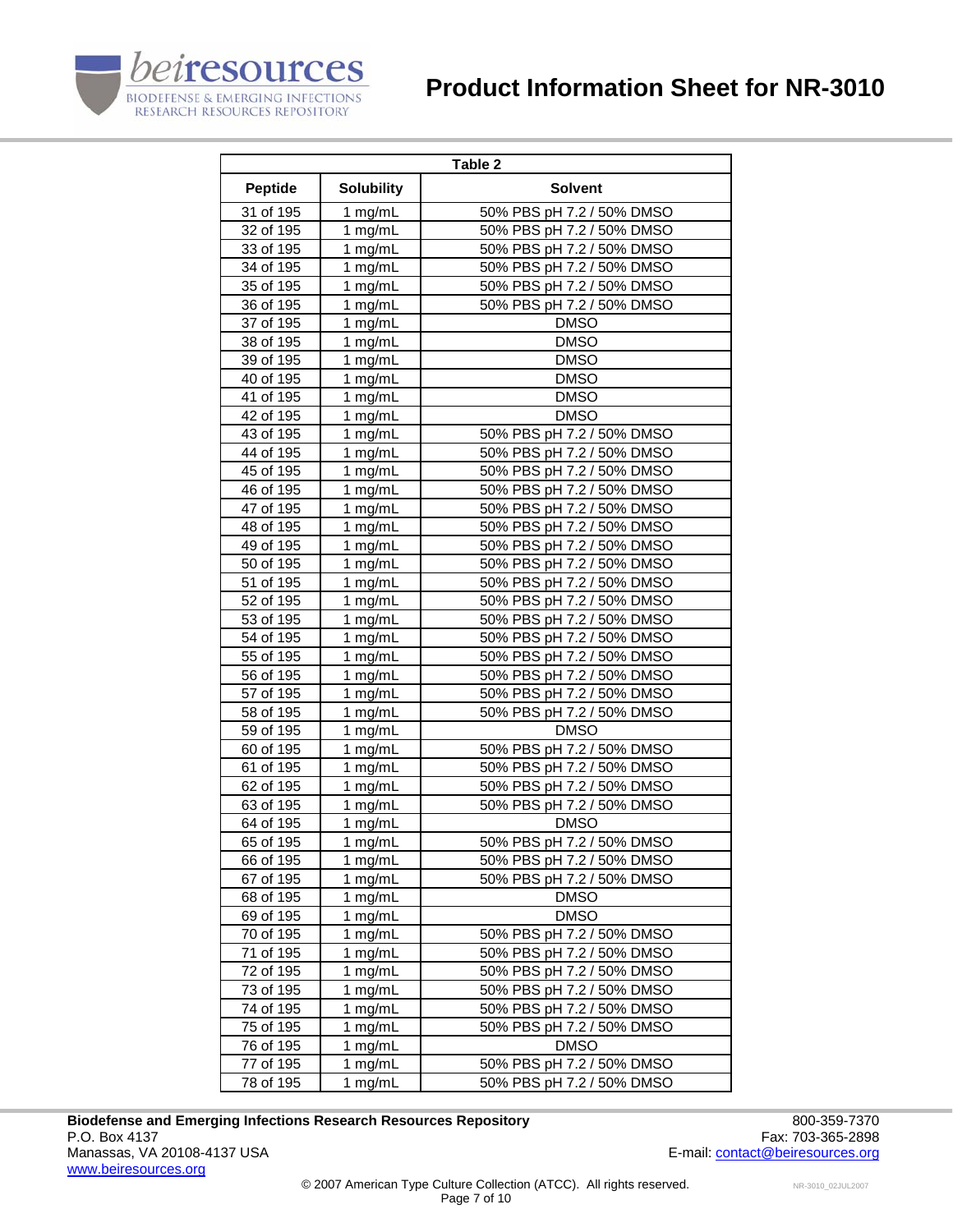| Table 2 | | |
|---|---|---|
| **Peptide** | **Solubility** | **Solvent** |
| 31 of 195 | 1 mg/mL | 50% PBS pH 7.2 / 50% DMSO |
| 32 of 195 | 1 mg/mL | 50% PBS pH 7.2 / 50% DMSO |
| 33 of 195 | 1 mg/mL | 50% PBS pH 7.2 / 50% DMSO |
| 34 of 195 | 1 mg/mL | 50% PBS pH 7.2 / 50% DMSO |
| 35 of 195 | 1 mg/mL | 50% PBS pH 7.2 / 50% DMSO |
| 36 of 195 | 1 mg/mL | 50% PBS pH 7.2 / 50% DMSO |
| 37 of 195 | 1 mg/mL | DMSO |
| 38 of 195 | 1 mg/mL | DMSO |
| 39 of 195 | 1 mg/mL | DMSO |
| 40 of 195 | 1 mg/mL | DMSO |
| 41 of 195 | 1 mg/mL | DMSO |
| 42 of 195 | 1 mg/mL | DMSO |
| 43 of 195 | 1 mg/mL | 50% PBS pH 7.2 / 50% DMSO |
| 44 of 195 | 1 mg/mL | 50% PBS pH 7.2 / 50% DMSO |
| 45 of 195 | 1 mg/mL | 50% PBS pH 7.2 / 50% DMSO |
| 46 of 195 | 1 mg/mL | 50% PBS pH 7.2 / 50% DMSO |
| 47 of 195 | 1 mg/mL | 50% PBS pH 7.2 / 50% DMSO |
| 48 of 195 | 1 mg/mL | 50% PBS pH 7.2 / 50% DMSO |
| 49 of 195 | 1 mg/mL | 50% PBS pH 7.2 / 50% DMSO |
| 50 of 195 | 1 mg/mL | 50% PBS pH 7.2 / 50% DMSO |
| 51 of 195 | 1 mg/mL | 50% PBS pH 7.2 / 50% DMSO |
| 52 of 195 | 1 mg/mL | 50% PBS pH 7.2 / 50% DMSO |
| 53 of 195 | 1 mg/mL | 50% PBS pH 7.2 / 50% DMSO |
| 54 of 195 | 1 mg/mL | 50% PBS pH 7.2 / 50% DMSO |
| 55 of 195 | 1 mg/mL | 50% PBS pH 7.2 / 50% DMSO |
| 56 of 195 | 1 mg/mL | 50% PBS pH 7.2 / 50% DMSO |
| 57 of 195 | 1 mg/mL | 50% PBS pH 7.2 / 50% DMSO |
| 58 of 195 | 1 mg/mL | 50% PBS pH 7.2 / 50% DMSO |
| 59 of 195 | 1 mg/mL | DMSO |
| 60 of 195 | 1 mg/mL | 50% PBS pH 7.2 / 50% DMSO |
| 61 of 195 | 1 mg/mL | 50% PBS pH 7.2 / 50% DMSO |
| 62 of 195 | 1 mg/mL | 50% PBS pH 7.2 / 50% DMSO |
| 63 of 195 | 1 mg/mL | 50% PBS pH 7.2 / 50% DMSO |
| 64 of 195 | 1 mg/mL | DMSO |
| 65 of 195 | 1 mg/mL | 50% PBS pH 7.2 / 50% DMSO |
| 66 of 195 | 1 mg/mL | 50% PBS pH 7.2 / 50% DMSO |
| 67 of 195 | 1 mg/mL | 50% PBS pH 7.2 / 50% DMSO |
| 68 of 195 | 1 mg/mL | DMSO |
| 69 of 195 | 1 mg/mL | DMSO |
| 70 of 195 | 1 mg/mL | 50% PBS pH 7.2 / 50% DMSO |
| 71 of 195 | 1 mg/mL | 50% PBS pH 7.2 / 50% DMSO |
| 72 of 195 | 1 mg/mL | 50% PBS pH 7.2 / 50% DMSO |
| 73 of 195 | 1 mg/mL | 50% PBS pH 7.2 / 50% DMSO |
| 74 of 195 | 1 mg/mL | 50% PBS pH 7.2 / 50% DMSO |
| 75 of 195 | 1 mg/mL | 50% PBS pH 7.2 / 50% DMSO |
| 76 of 195 | 1 mg/mL | DMSO |
| 77 of 195 | 1 mg/mL | 50% PBS pH 7.2 / 50% DMSO |
| 78 of 195 | 1 mg/mL | 50% PBS pH 7.2 / 50% DMSO |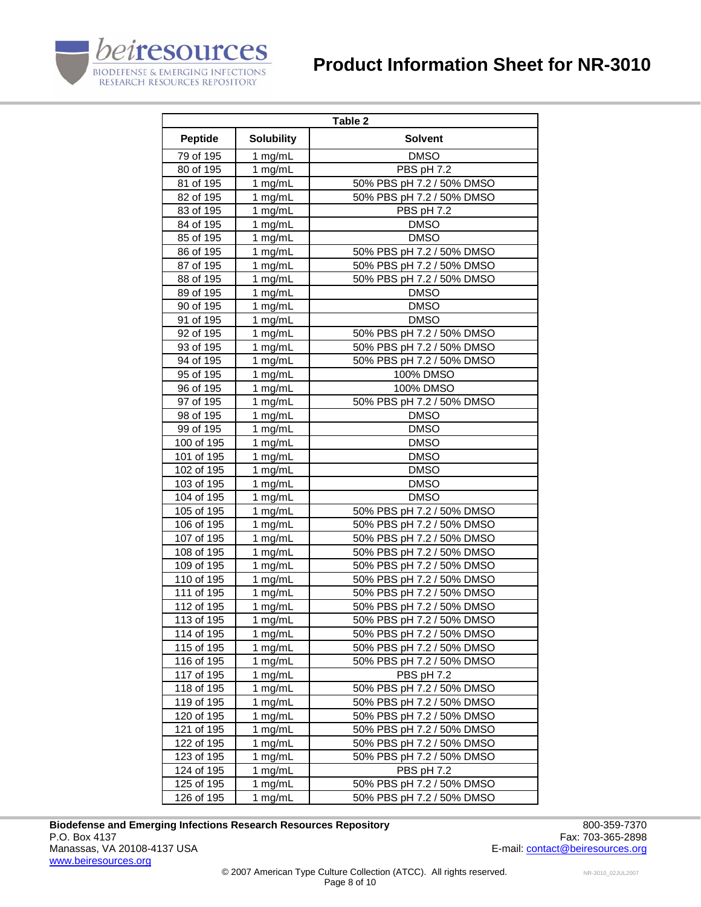| Table 2 | | |
|---|---|---|
| **Peptide** | **Solubility** | **Solvent** |
| 79 of 195 | 1 mg/mL | DMSO |
| 80 of 195 | 1 mg/mL | PBS pH 7.2 |
| 81 of 195 | 1 mg/mL | 50% PBS pH 7.2 / 50% DMSO |
| 82 of 195 | 1 mg/mL | 50% PBS pH 7.2 / 50% DMSO |
| 83 of 195 | 1 mg/mL | PBS pH 7.2 |
| 84 of 195 | 1 mg/mL | DMSO |
| 85 of 195 | 1 mg/mL | DMSO |
| 86 of 195 | 1 mg/mL | 50% PBS pH 7.2 / 50% DMSO |
| 87 of 195 | 1 mg/mL | 50% PBS pH 7.2 / 50% DMSO |
| 88 of 195 | 1 mg/mL | 50% PBS pH 7.2 / 50% DMSO |
| 89 of 195 | 1 mg/mL | DMSO |
| 90 of 195 | 1 mg/mL | DMSO |
| 91 of 195 | 1 mg/mL | DMSO |
| 92 of 195 | 1 mg/mL | 50% PBS pH 7.2 / 50% DMSO |
| 93 of 195 | 1 mg/mL | 50% PBS pH 7.2 / 50% DMSO |
| 94 of 195 | 1 mg/mL | 50% PBS pH 7.2 / 50% DMSO |
| 95 of 195 | 1 mg/mL | 100% DMSO |
| 96 of 195 | 1 mg/mL | 100% DMSO |
| 97 of 195 | 1 mg/mL | 50% PBS pH 7.2 / 50% DMSO |
| 98 of 195 | 1 mg/mL | DMSO |
| 99 of 195 | 1 mg/mL | DMSO |
| 100 of 195 | 1 mg/mL | DMSO |
| 101 of 195 | 1 mg/mL | DMSO |
| 102 of 195 | 1 mg/mL | DMSO |
| 103 of 195 | 1 mg/mL | DMSO |
| 104 of 195 | 1 mg/mL | DMSO |
| 105 of 195 | 1 mg/mL | 50% PBS pH 7.2 / 50% DMSO |
| 106 of 195 | 1 mg/mL | 50% PBS pH 7.2 / 50% DMSO |
| 107 of 195 | 1 mg/mL | 50% PBS pH 7.2 / 50% DMSO |
| 108 of 195 | 1 mg/mL | 50% PBS pH 7.2 / 50% DMSO |
| 109 of 195 | 1 mg/mL | 50% PBS pH 7.2 / 50% DMSO |
| 110 of 195 | 1 mg/mL | 50% PBS pH 7.2 / 50% DMSO |
| 111 of 195 | 1 mg/mL | 50% PBS pH 7.2 / 50% DMSO |
| 112 of 195 | 1 mg/mL | 50% PBS pH 7.2 / 50% DMSO |
| 113 of 195 | 1 mg/mL | 50% PBS pH 7.2 / 50% DMSO |
| 114 of 195 | 1 mg/mL | 50% PBS pH 7.2 / 50% DMSO |
| 115 of 195 | 1 mg/mL | 50% PBS pH 7.2 / 50% DMSO |
| 116 of 195 | 1 mg/mL | 50% PBS pH 7.2 / 50% DMSO |
| 117 of 195 | 1 mg/mL | PBS pH 7.2 |
| 118 of 195 | 1 mg/mL | 50% PBS pH 7.2 / 50% DMSO |
| 119 of 195 | 1 mg/mL | 50% PBS pH 7.2 / 50% DMSO |
| 120 of 195 | 1 mg/mL | 50% PBS pH 7.2 / 50% DMSO |
| 121 of 195 | 1 mg/mL | 50% PBS pH 7.2 / 50% DMSO |
| 122 of 195 | 1 mg/mL | 50% PBS pH 7.2 / 50% DMSO |
| 123 of 195 | 1 mg/mL | 50% PBS pH 7.2 / 50% DMSO |
| 124 of 195 | 1 mg/mL | PBS pH 7.2 |
| 125 of 195 | 1 mg/mL | 50% PBS pH 7.2 / 50% DMSO |
| 126 of 195 | 1 mg/mL | 50% PBS pH 7.2 / 50% DMSO |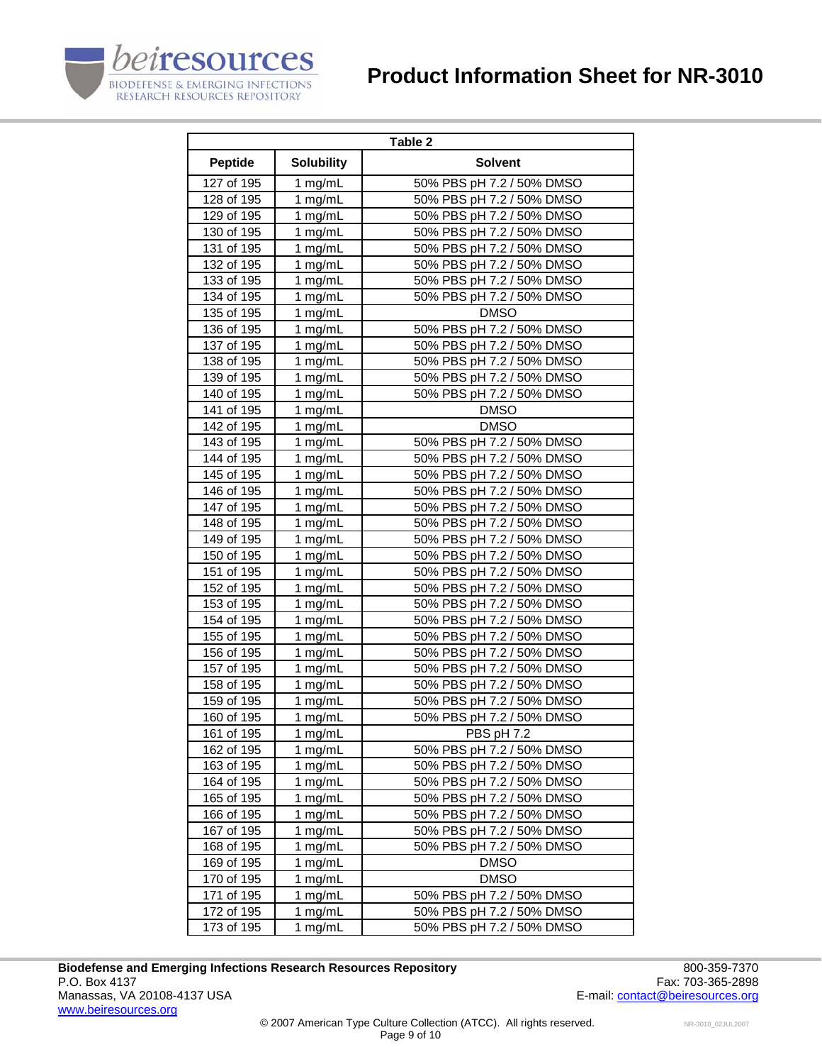| Table 2 | | |
|---|---|---|
| **Peptide** | **Solubility** | **Solvent** |
| 127 of 195 | 1 mg/mL | 50% PBS pH 7.2 / 50% DMSO |
| 128 of 195 | 1 mg/mL | 50% PBS pH 7.2 / 50% DMSO |
| 129 of 195 | 1 mg/mL | 50% PBS pH 7.2 / 50% DMSO |
| 130 of 195 | 1 mg/mL | 50% PBS pH 7.2 / 50% DMSO |
| 131 of 195 | 1 mg/mL | 50% PBS pH 7.2 / 50% DMSO |
| 132 of 195 | 1 mg/mL | 50% PBS pH 7.2 / 50% DMSO |
| 133 of 195 | 1 mg/mL | 50% PBS pH 7.2 / 50% DMSO |
| 134 of 195 | 1 mg/mL | 50% PBS pH 7.2 / 50% DMSO |
| 135 of 195 | 1 mg/mL | DMSO |
| 136 of 195 | 1 mg/mL | 50% PBS pH 7.2 / 50% DMSO |
| 137 of 195 | 1 mg/mL | 50% PBS pH 7.2 / 50% DMSO |
| 138 of 195 | 1 mg/mL | 50% PBS pH 7.2 / 50% DMSO |
| 139 of 195 | 1 mg/mL | 50% PBS pH 7.2 / 50% DMSO |
| 140 of 195 | 1 mg/mL | 50% PBS pH 7.2 / 50% DMSO |
| 141 of 195 | 1 mg/mL | DMSO |
| 142 of 195 | 1 mg/mL | DMSO |
| 143 of 195 | 1 mg/mL | 50% PBS pH 7.2 / 50% DMSO |
| 144 of 195 | 1 mg/mL | 50% PBS pH 7.2 / 50% DMSO |
| 145 of 195 | 1 mg/mL | 50% PBS pH 7.2 / 50% DMSO |
| 146 of 195 | 1 mg/mL | 50% PBS pH 7.2 / 50% DMSO |
| 147 of 195 | 1 mg/mL | 50% PBS pH 7.2 / 50% DMSO |
| 148 of 195 | 1 mg/mL | 50% PBS pH 7.2 / 50% DMSO |
| 149 of 195 | 1 mg/mL | 50% PBS pH 7.2 / 50% DMSO |
| 150 of 195 | 1 mg/mL | 50% PBS pH 7.2 / 50% DMSO |
| 151 of 195 | 1 mg/mL | 50% PBS pH 7.2 / 50% DMSO |
| 152 of 195 | 1 mg/mL | 50% PBS pH 7.2 / 50% DMSO |
| 153 of 195 | 1 mg/mL | 50% PBS pH 7.2 / 50% DMSO |
| 154 of 195 | 1 mg/mL | 50% PBS pH 7.2 / 50% DMSO |
| 155 of 195 | 1 mg/mL | 50% PBS pH 7.2 / 50% DMSO |
| 156 of 195 | 1 mg/mL | 50% PBS pH 7.2 / 50% DMSO |
| 157 of 195 | 1 mg/mL | 50% PBS pH 7.2 / 50% DMSO |
| 158 of 195 | 1 mg/mL | 50% PBS pH 7.2 / 50% DMSO |
| 159 of 195 | 1 mg/mL | 50% PBS pH 7.2 / 50% DMSO |
| 160 of 195 | 1 mg/mL | 50% PBS pH 7.2 / 50% DMSO |
| 161 of 195 | 1 mg/mL | PBS pH 7.2 |
| 162 of 195 | 1 mg/mL | 50% PBS pH 7.2 / 50% DMSO |
| 163 of 195 | 1 mg/mL | 50% PBS pH 7.2 / 50% DMSO |
| 164 of 195 | 1 mg/mL | 50% PBS pH 7.2 / 50% DMSO |
| 165 of 195 | 1 mg/mL | 50% PBS pH 7.2 / 50% DMSO |
| 166 of 195 | 1 mg/mL | 50% PBS pH 7.2 / 50% DMSO |
| 167 of 195 | 1 mg/mL | 50% PBS pH 7.2 / 50% DMSO |
| 168 of 195 | 1 mg/mL | 50% PBS pH 7.2 / 50% DMSO |
| 169 of 195 | 1 mg/mL | DMSO |
| 170 of 195 | 1 mg/mL | DMSO |
| 171 of 195 | 1 mg/mL | 50% PBS pH 7.2 / 50% DMSO |
| 172 of 195 | 1 mg/mL | 50% PBS pH 7.2 / 50% DMSO |
| 173 of 195 | 1 mg/mL | 50% PBS pH 7.2 / 50% DMSO |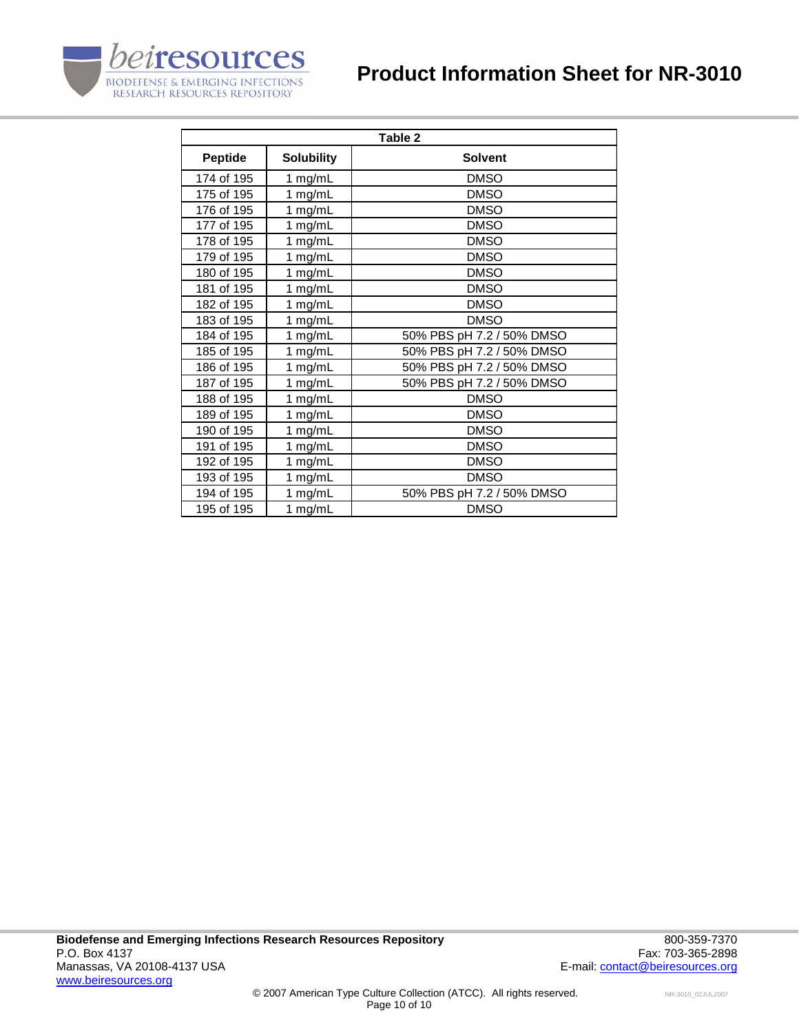| Table 2 | | |
|---|---|---|
| **Peptide** | **Solubility** | **Solvent** |
| 174 of 195 | 1 mg/mL | DMSO |
| 175 of 195 | 1 mg/mL | DMSO |
| 176 of 195 | 1 mg/mL | DMSO |
| 177 of 195 | 1 mg/mL | DMSO |
| 178 of 195 | 1 mg/mL | DMSO |
| 179 of 195 | 1 mg/mL | DMSO |
| 180 of 195 | 1 mg/mL | DMSO |
| 181 of 195 | 1 mg/mL | DMSO |
| 182 of 195 | 1 mg/mL | DMSO |
| 183 of 195 | 1 mg/mL | DMSO |
| 184 of 195 | 1 mg/mL | 50% PBS pH 7.2 / 50% DMSO |
| 185 of 195 | 1 mg/mL | 50% PBS pH 7.2 / 50% DMSO |
| 186 of 195 | 1 mg/mL | 50% PBS pH 7.2 / 50% DMSO |
| 187 of 195 | 1 mg/mL | 50% PBS pH 7.2 / 50% DMSO |
| 188 of 195 | 1 mg/mL | DMSO |
| 189 of 195 | 1 mg/mL | DMSO |
| 190 of 195 | 1 mg/mL | DMSO |
| 191 of 195 | 1 mg/mL | DMSO |
| 192 of 195 | 1 mg/mL | DMSO |
| 193 of 195 | 1 mg/mL | DMSO |
| 194 of 195 | 1 mg/mL | 50% PBS pH 7.2 / 50% DMSO |
| 195 of 195 | 1 mg/mL | DMSO |